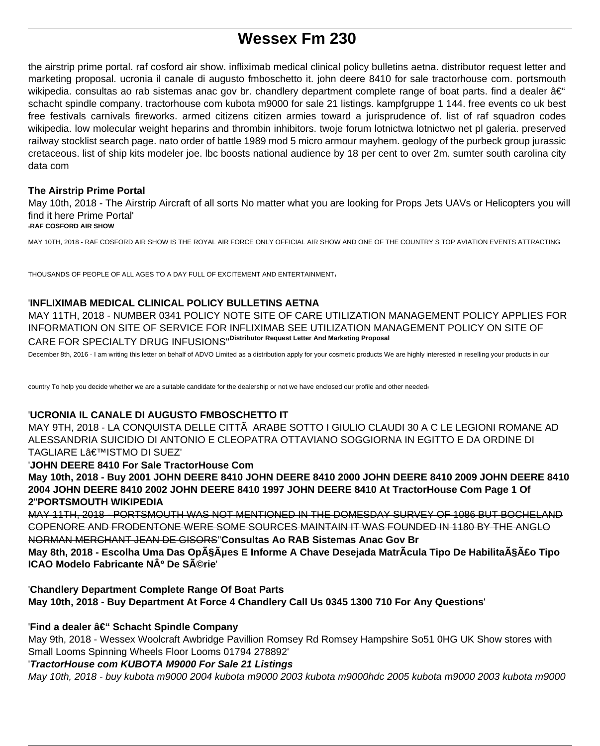# Wessex Fm 230

the airstrip prime portal. raf cosford air show. infliximab medical clinical policy bulletins aetna. distributor request letter and marketing proposal. ucronia il canale di augusto fmboschetto it. john deere 8410 for sale tractorhouse com. portsmouth wikipedia. consultas ao rab sistemas anac gov br. chandlery department complete range of boat parts. find a dealer â€" schacht spindle company. tractorhouse com kubota m9000 for sale 21 listings. kampfgruppe 1 144. free events co uk best free festivals carnivals fireworks. armed citizens citizen armies toward a jurisprudence of. list of raf squadron codes wikipedia. low molecular weight heparins and thrombin inhibitors. twoje forum lotnictwa lotnictwo net pl galeria. preserved railway stocklist search page. nato order of battle 1989 mod 5 micro armour mayhem. geology of the purbeck group jurassic cretaceous. list of ship kits modeler joe. lbc boosts national audience by 18 per cent to over 2m. sumter south carolina city data com

**The Airstrip Prime Portal**

May 10th, 2018 - The Airstrip Aircraft of all sorts No matter what you are looking for Props Jets UAVs or Helicopters you will find it here Prime Portal'

'**RAF COSFORD AIR SHOW**

MAY 10TH, 2018 - RAF COSFORD AIR SHOW IS THE ROYAL AIR FORCE ONLY OFFICIAL AIR SHOW AND ONE OF THE COUNTRY S TOP AVIATION EVENTS ATTRACTING THOUSANDS OF PEOPLE OF ALL AGES TO A DAY FULL OF EXCITEMENT AND ENTERTAINMENT'

'**INFLIXIMAB MEDICAL CLINICAL POLICY BULLETINS AETNA**

MAY 11TH, 2018 - NUMBER 0341 POLICY NOTE SITE OF CARE UTILIZATION MANAGEMENT POLICY APPLIES FOR INFORMATION ON SITE OF SERVICE FOR INFLIXIMAB SEE UTILIZATION MANAGEMENT POLICY ON SITE OF CARE FOR SPECIALTY DRUG INFUSIONS''**Distributor Request Letter And Marketing Proposal**

December 8th, 2016 - I am writing this letter on behalf of ADVO Limited as a distribution apply for your cosmetic products We are highly interested in reselling your products in our country To help you decide whether we are a suitable candidate for the dealership or not we have enclosed our profile and other needed'

'**UCRONIA IL CANALE DI AUGUSTO FMBOSCHETTO IT**

MAY 9TH, 2018 - LA CONQUISTA DELLE CITTÃ ARABE SOTTO I GIULIO CLAUDI 30 A C LE LEGIONI ROMANE AD ALESSANDRIA SUICIDIO DI ANTONIO E CLEOPATRA OTTAVIANO SOGGIORNA IN EGITTO E DA ORDINE DI TAGLIARE Lâ€™ISTMO DI SUEZ'

'**JOHN DEERE 8410 For Sale TractorHouse Com**

**May 10th, 2018 - Buy 2001 JOHN DEERE 8410 JOHN DEERE 8410 2000 JOHN DEERE 8410 2009 JOHN DEERE 8410 2004 JOHN DEERE 8410 2002 JOHN DEERE 8410 1997 JOHN DEERE 8410 At TractorHouse Com Page 1 Of 2**''~~**PORTSMOUTH WIKIPEDIA**~~

~~MAY 11TH, 2018 - PORTSMOUTH WAS NOT MENTIONED IN THE DOMESDAY SURVEY OF 1086 BUT BOCHELAND COPENORE AND FRODENTONE WERE SOME SOURCES MAINTAIN IT WAS FOUNDED IN 1180 BY THE ANGLO NORMAN MERCHANT JEAN DE GISORS~~''**Consultas Ao RAB Sistemas Anac Gov Br**

**May 8th, 2018 - Escolha Uma Das OpÃ§Ãµes E Informe A Chave Desejada MatrÃ­cula Tipo De HabilitaÃ§Ã£o Tipo ICAO Modelo Fabricante NÂº De SÃ©rie**'

'**Chandlery Department Complete Range Of Boat Parts**

**May 10th, 2018 - Buy Department At Force 4 Chandlery Call Us 0345 1300 710 For Any Questions**'

'**Find a dealer â€" Schacht Spindle Company**

May 9th, 2018 - Wessex Woolcraft Awbridge Pavillion Romsey Rd Romsey Hampshire So51 0HG UK Show stores with Small Looms Spinning Wheels Floor Looms 01794 278892'

'***TractorHouse com KUBOTA M9000 For Sale 21 Listings***

*May 10th, 2018 - buy kubota m9000 2004 kubota m9000 2003 kubota m9000hdc 2005 kubota m9000 2003 kubota m9000*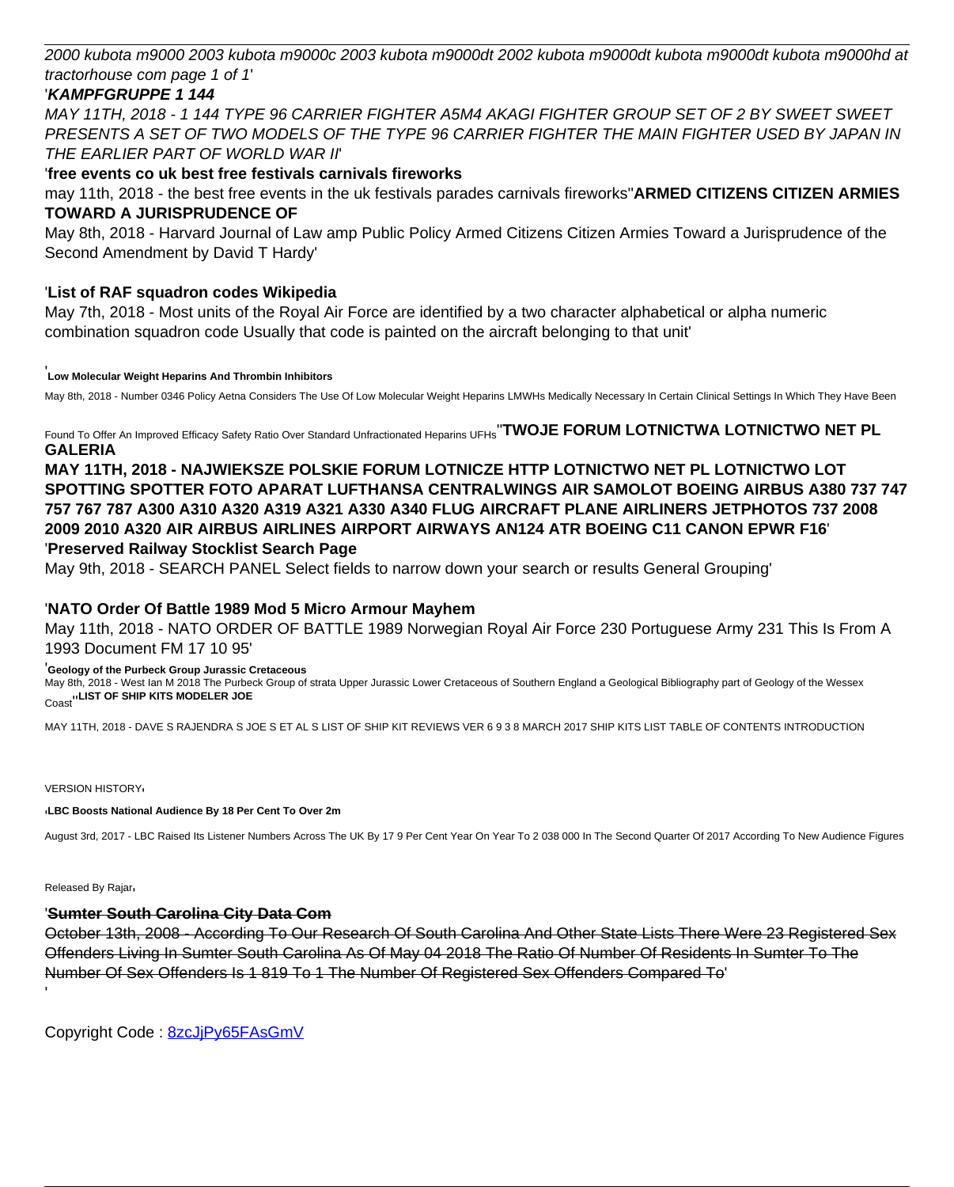*2000 kubota m9000 2003 kubota m9000c 2003 kubota m9000dt 2002 kubota m9000dt kubota m9000dt kubota m9000hd at tractorhouse com page 1 of 1*'

'***KAMPFGRUPPE 1 144***

*MAY 11TH, 2018 - 1 144 TYPE 96 CARRIER FIGHTER A5M4 AKAGI FIGHTER GROUP SET OF 2 BY SWEET SWEET PRESENTS A SET OF TWO MODELS OF THE TYPE 96 CARRIER FIGHTER THE MAIN FIGHTER USED BY JAPAN IN THE EARLIER PART OF WORLD WAR II*'

'**free events co uk best free festivals carnivals fireworks**

may 11th, 2018 - the best free events in the uk festivals parades carnivals fireworks''**ARMED CITIZENS CITIZEN ARMIES TOWARD A JURISPRUDENCE OF**

May 8th, 2018 - Harvard Journal of Law amp Public Policy Armed Citizens Citizen Armies Toward a Jurisprudence of the Second Amendment by David T Hardy'

'**List of RAF squadron codes Wikipedia**

May 7th, 2018 - Most units of the Royal Air Force are identified by a two character alphabetical or alpha numeric combination squadron code Usually that code is painted on the aircraft belonging to that unit'

'**Low Molecular Weight Heparins And Thrombin Inhibitors**

May 8th, 2018 - Number 0346 Policy Aetna Considers The Use Of Low Molecular Weight Heparins LMWHs Medically Necessary In Certain Clinical Settings In Which They Have Been Found To Offer An Improved Efficacy Safety Ratio Over Standard Unfractionated Heparins UFHs''**TWOJE FORUM LOTNICTWA LOTNICTWO NET PL GALERIA**

**MAY 11TH, 2018 - NAJWIEKSZE POLSKIE FORUM LOTNICZE HTTP LOTNICTWO NET PL LOTNICTWO LOT SPOTTING SPOTTER FOTO APARAT LUFTHANSA CENTRALWINGS AIR SAMOLOT BOEING AIRBUS A380 737 747 757 767 787 A300 A310 A320 A319 A321 A330 A340 FLUG AIRCRAFT PLANE AIRLINERS JETPHOTOS 737 2008 2009 2010 A320 AIR AIRBUS AIRLINES AIRPORT AIRWAYS AN124 ATR BOEING C11 CANON EPWR F16**'

'**Preserved Railway Stocklist Search Page**

May 9th, 2018 - SEARCH PANEL Select fields to narrow down your search or results General Grouping'

'**NATO Order Of Battle 1989 Mod 5 Micro Armour Mayhem**

May 11th, 2018 - NATO ORDER OF BATTLE 1989 Norwegian Royal Air Force 230 Portuguese Army 231 This Is From A 1993 Document FM 17 10 95'

'**Geology of the Purbeck Group Jurassic Cretaceous**

May 8th, 2018 - West Ian M 2018 The Purbeck Group of strata Upper Jurassic Lower Cretaceous of Southern England a Geological Bibliography part of Geology of the Wessex Coast''**LIST OF SHIP KITS MODELER JOE**

MAY 11TH, 2018 - DAVE S RAJENDRA S JOE S ET AL S LIST OF SHIP KIT REVIEWS VER 6 9 3 8 MARCH 2017 SHIP KITS LIST TABLE OF CONTENTS INTRODUCTION VERSION HISTORY'

'**LBC Boosts National Audience By 18 Per Cent To Over 2m**

August 3rd, 2017 - LBC Raised Its Listener Numbers Across The UK By 17 9 Per Cent Year On Year To 2 038 000 In The Second Quarter Of 2017 According To New Audience Figures Released By Rajar'

'**Sumter South Carolina City Data Com**

~~October 13th, 2008 - According To Our Research Of South Carolina And Other State Lists There Were 23 Registered Sex Offenders Living In Sumter South Carolina As Of May 04 2018 The Ratio Of Number Of Residents In Sumter To The Number Of Sex Offenders Is 1 819 To 1 The Number Of Registered Sex Offenders Compared To~~'

'

Copyright Code : 8zcJjPy65FAsGmV